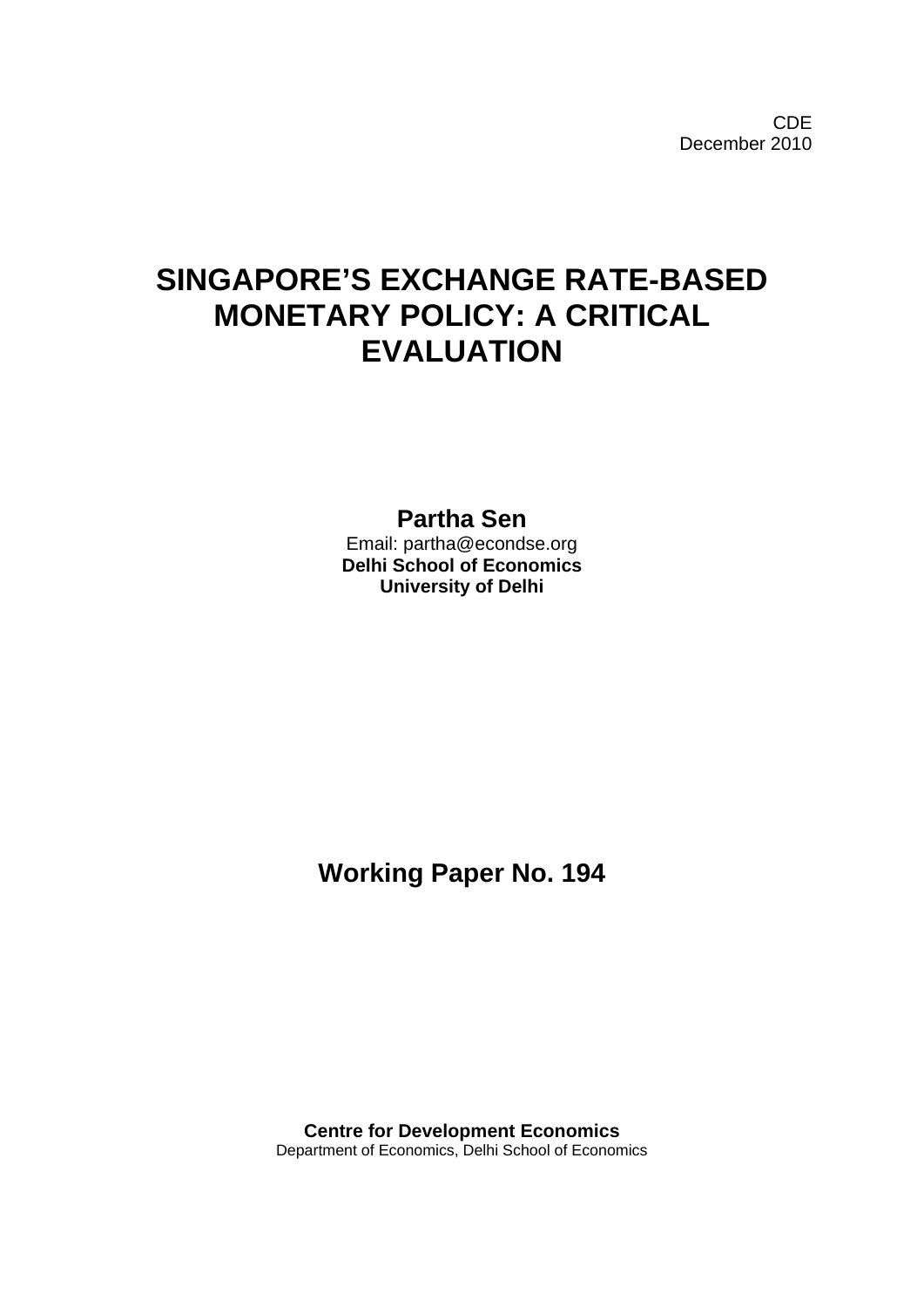CDE
December 2010

# SINGAPORE'S EXCHANGE RATE-BASED MONETARY POLICY: A CRITICAL EVALUATION

**Partha Sen**
Email: partha@econdse.org
**Delhi School of Economics**
**University of Delhi**

## Working Paper No. 194

**Centre for Development Economics**
Department of Economics, Delhi School of Economics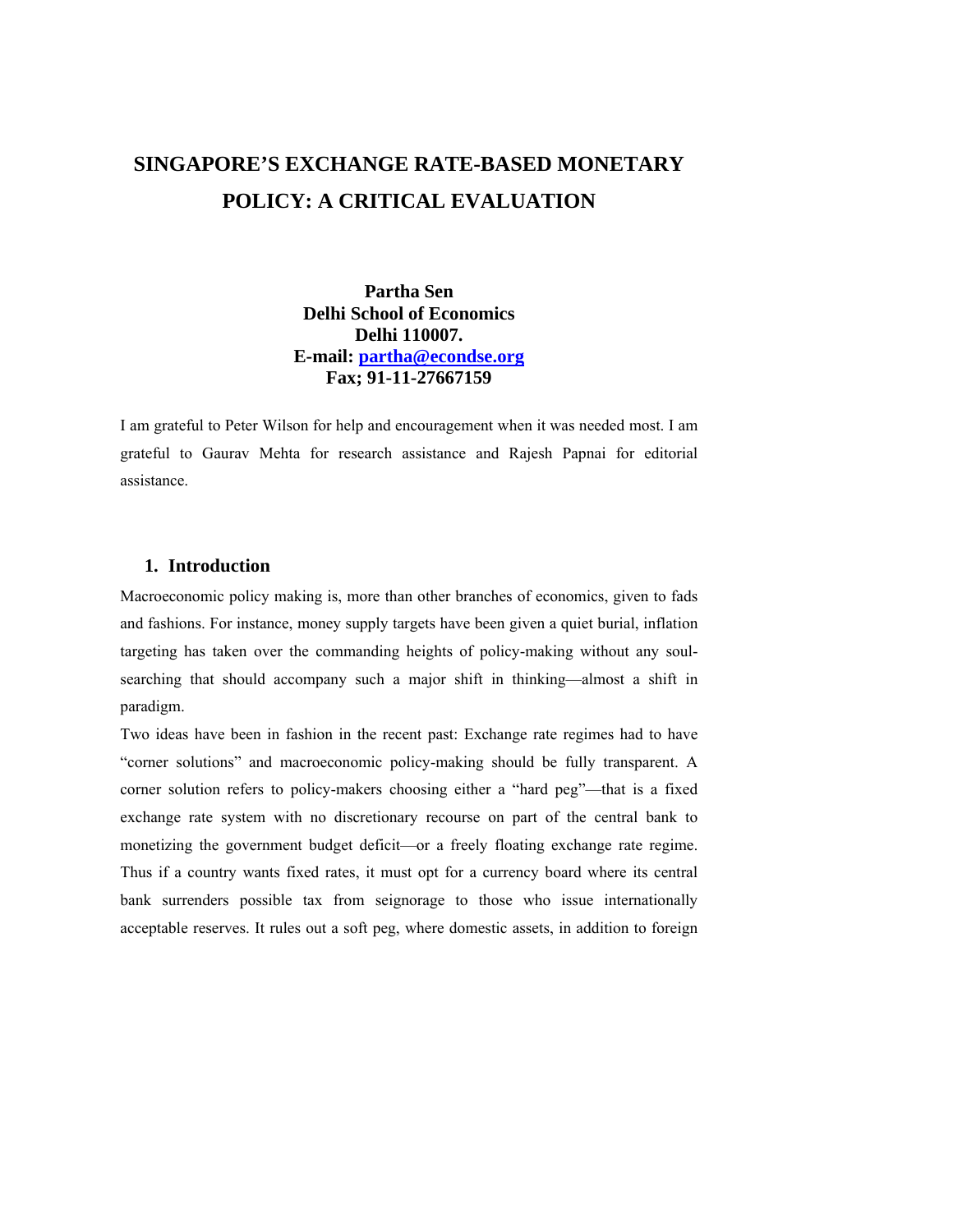# SINGAPORE'S EXCHANGE RATE-BASED MONETARY POLICY: A CRITICAL EVALUATION

**Partha Sen**
**Delhi School of Economics**
**Delhi 110007.**
**E-mail: partha@econdse.org**
**Fax; 91-11-27667159**

I am grateful to Peter Wilson for help and encouragement when it was needed most. I am grateful to Gaurav Mehta for research assistance and Rajesh Papnai for editorial assistance.

## 1. Introduction

Macroeconomic policy making is, more than other branches of economics, given to fads and fashions. For instance, money supply targets have been given a quiet burial, inflation targeting has taken over the commanding heights of policy-making without any soul-searching that should accompany such a major shift in thinking—almost a shift in paradigm.

Two ideas have been in fashion in the recent past: Exchange rate regimes had to have "corner solutions" and macroeconomic policy-making should be fully transparent. A corner solution refers to policy-makers choosing either a "hard peg"—that is a fixed exchange rate system with no discretionary recourse on part of the central bank to monetizing the government budget deficit—or a freely floating exchange rate regime. Thus if a country wants fixed rates, it must opt for a currency board where its central bank surrenders possible tax from seignorage to those who issue internationally acceptable reserves. It rules out a soft peg, where domestic assets, in addition to foreign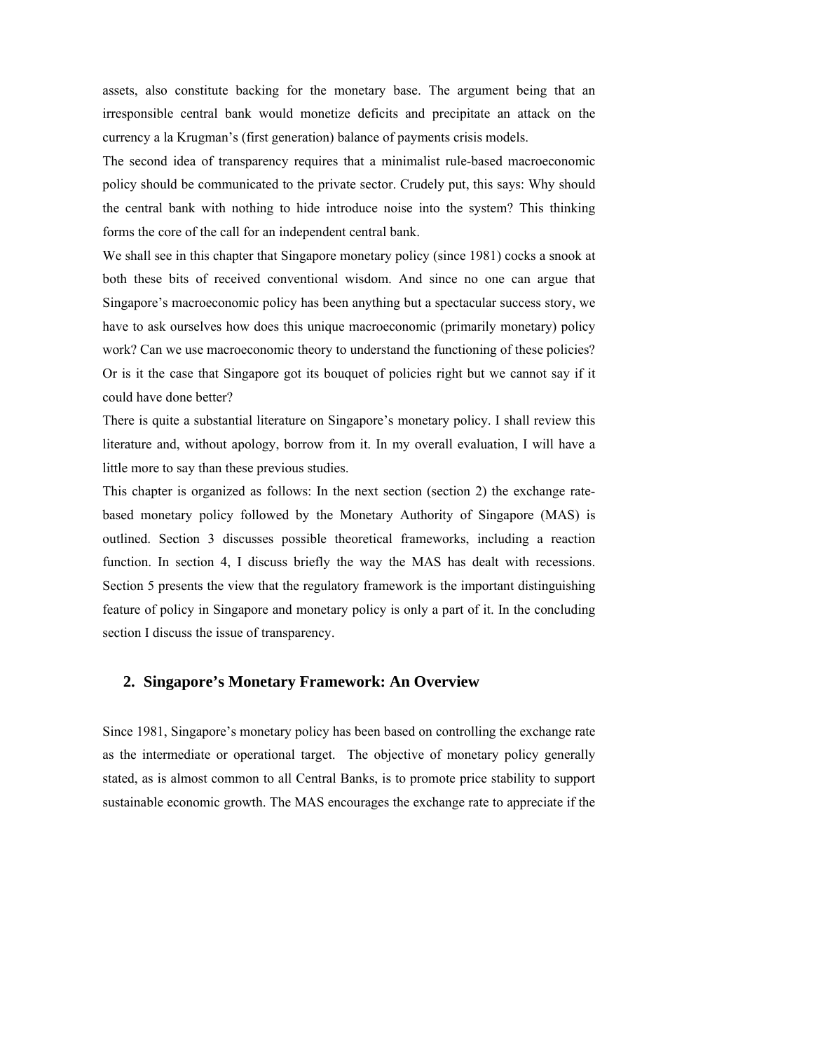assets, also constitute backing for the monetary base. The argument being that an irresponsible central bank would monetize deficits and precipitate an attack on the currency a la Krugman's (first generation) balance of payments crisis models.

The second idea of transparency requires that a minimalist rule-based macroeconomic policy should be communicated to the private sector. Crudely put, this says: Why should the central bank with nothing to hide introduce noise into the system? This thinking forms the core of the call for an independent central bank.

We shall see in this chapter that Singapore monetary policy (since 1981) cocks a snook at both these bits of received conventional wisdom. And since no one can argue that Singapore's macroeconomic policy has been anything but a spectacular success story, we have to ask ourselves how does this unique macroeconomic (primarily monetary) policy work? Can we use macroeconomic theory to understand the functioning of these policies? Or is it the case that Singapore got its bouquet of policies right but we cannot say if it could have done better?

There is quite a substantial literature on Singapore's monetary policy. I shall review this literature and, without apology, borrow from it. In my overall evaluation, I will have a little more to say than these previous studies.

This chapter is organized as follows: In the next section (section 2) the exchange rate-based monetary policy followed by the Monetary Authority of Singapore (MAS) is outlined. Section 3 discusses possible theoretical frameworks, including a reaction function. In section 4, I discuss briefly the way the MAS has dealt with recessions. Section 5 presents the view that the regulatory framework is the important distinguishing feature of policy in Singapore and monetary policy is only a part of it. In the concluding section I discuss the issue of transparency.

## 2. Singapore's Monetary Framework: An Overview

Since 1981, Singapore's monetary policy has been based on controlling the exchange rate as the intermediate or operational target. The objective of monetary policy generally stated, as is almost common to all Central Banks, is to promote price stability to support sustainable economic growth. The MAS encourages the exchange rate to appreciate if the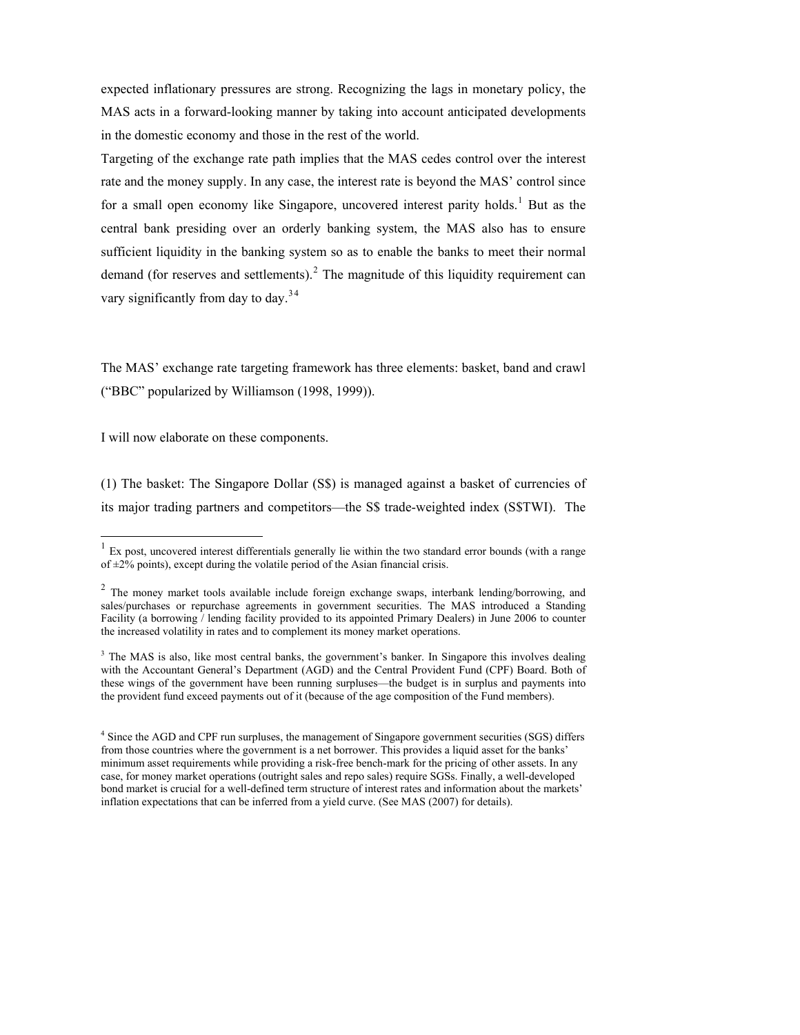expected inflationary pressures are strong. Recognizing the lags in monetary policy, the MAS acts in a forward-looking manner by taking into account anticipated developments in the domestic economy and those in the rest of the world.

Targeting of the exchange rate path implies that the MAS cedes control over the interest rate and the money supply. In any case, the interest rate is beyond the MAS' control since for a small open economy like Singapore, uncovered interest parity holds.[1] But as the central bank presiding over an orderly banking system, the MAS also has to ensure sufficient liquidity in the banking system so as to enable the banks to meet their normal demand (for reserves and settlements).[2] The magnitude of this liquidity requirement can vary significantly from day to day.[3 4]

The MAS' exchange rate targeting framework has three elements: basket, band and crawl ("BBC" popularized by Williamson (1998, 1999)).

I will now elaborate on these components.

(1) The basket: The Singapore Dollar (S$) is managed against a basket of currencies of its major trading partners and competitors—the S$ trade-weighted index (S$TWI). The

---

[1] Ex post, uncovered interest differentials generally lie within the two standard error bounds (with a range of ±2% points), except during the volatile period of the Asian financial crisis.

[2] The money market tools available include foreign exchange swaps, interbank lending/borrowing, and sales/purchases or repurchase agreements in government securities. The MAS introduced a Standing Facility (a borrowing / lending facility provided to its appointed Primary Dealers) in June 2006 to counter the increased volatility in rates and to complement its money market operations.

[3] The MAS is also, like most central banks, the government's banker. In Singapore this involves dealing with the Accountant General's Department (AGD) and the Central Provident Fund (CPF) Board. Both of these wings of the government have been running surpluses—the budget is in surplus and payments into the provident fund exceed payments out of it (because of the age composition of the Fund members).

[4] Since the AGD and CPF run surpluses, the management of Singapore government securities (SGS) differs from those countries where the government is a net borrower. This provides a liquid asset for the banks' minimum asset requirements while providing a risk-free bench-mark for the pricing of other assets. In any case, for money market operations (outright sales and repo sales) require SGSs. Finally, a well-developed bond market is crucial for a well-defined term structure of interest rates and information about the markets' inflation expectations that can be inferred from a yield curve. (See MAS (2007) for details).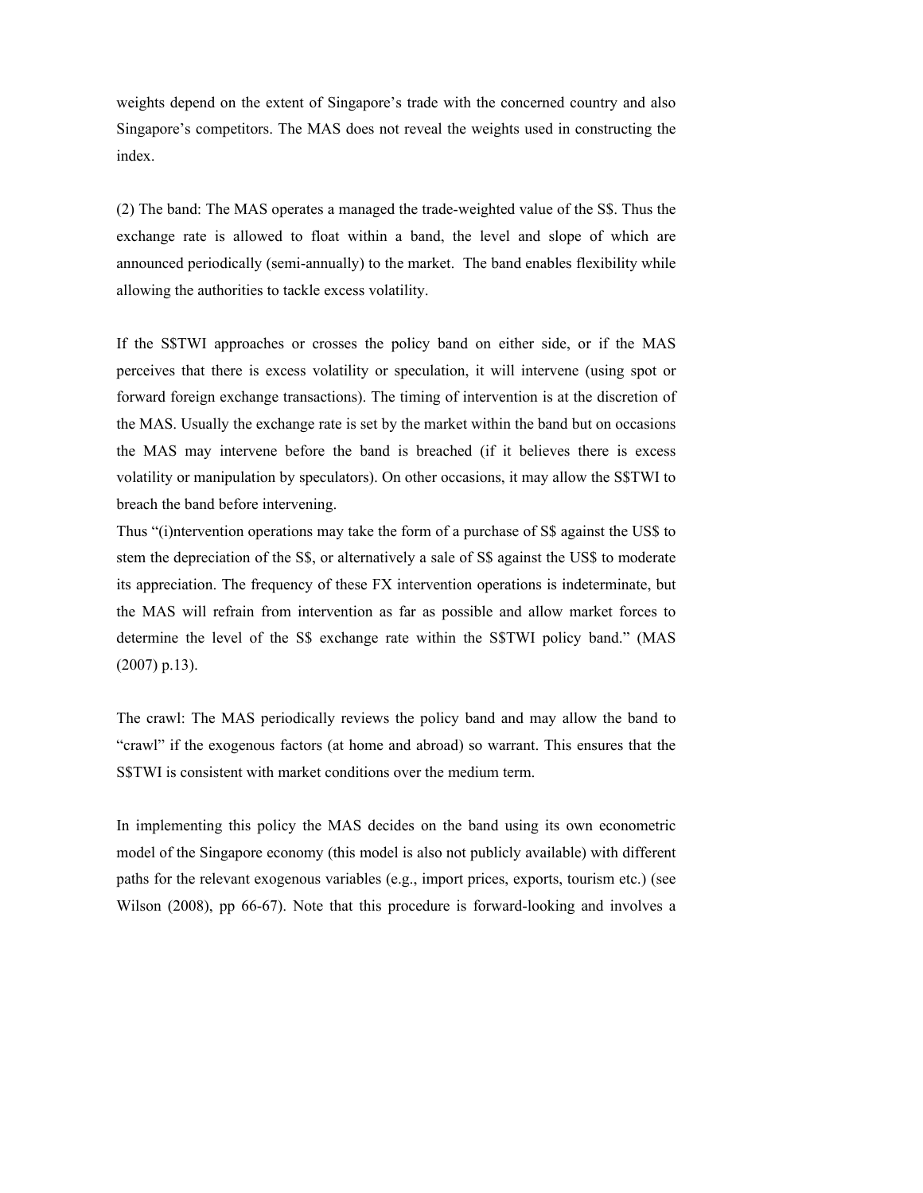weights depend on the extent of Singapore's trade with the concerned country and also Singapore's competitors. The MAS does not reveal the weights used in constructing the index.

(2) The band: The MAS operates a managed the trade-weighted value of the S$. Thus the exchange rate is allowed to float within a band, the level and slope of which are announced periodically (semi-annually) to the market. The band enables flexibility while allowing the authorities to tackle excess volatility.

If the S$TWI approaches or crosses the policy band on either side, or if the MAS perceives that there is excess volatility or speculation, it will intervene (using spot or forward foreign exchange transactions). The timing of intervention is at the discretion of the MAS. Usually the exchange rate is set by the market within the band but on occasions the MAS may intervene before the band is breached (if it believes there is excess volatility or manipulation by speculators). On other occasions, it may allow the S$TWI to breach the band before intervening.
Thus "(i)ntervention operations may take the form of a purchase of S$ against the US$ to stem the depreciation of the S$, or alternatively a sale of S$ against the US$ to moderate its appreciation. The frequency of these FX intervention operations is indeterminate, but the MAS will refrain from intervention as far as possible and allow market forces to determine the level of the S$ exchange rate within the S$TWI policy band." (MAS (2007) p.13).

The crawl: The MAS periodically reviews the policy band and may allow the band to "crawl" if the exogenous factors (at home and abroad) so warrant. This ensures that the S$TWI is consistent with market conditions over the medium term.

In implementing this policy the MAS decides on the band using its own econometric model of the Singapore economy (this model is also not publicly available) with different paths for the relevant exogenous variables (e.g., import prices, exports, tourism etc.) (see Wilson (2008), pp 66-67). Note that this procedure is forward-looking and involves a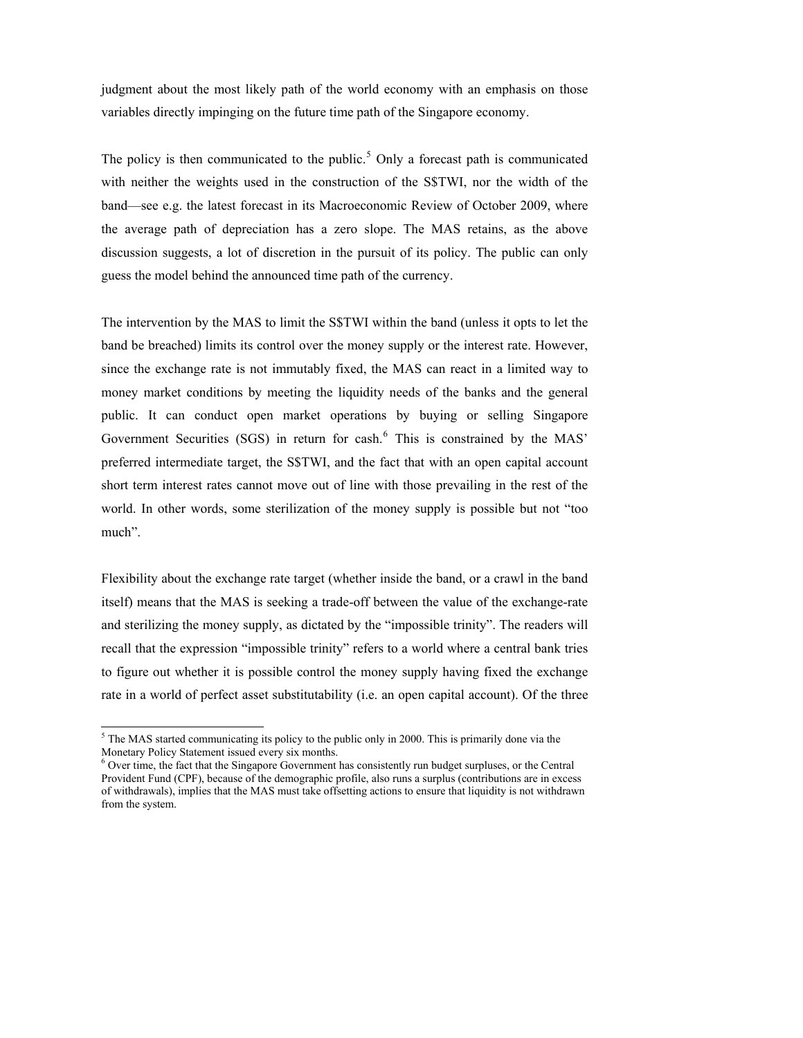judgment about the most likely path of the world economy with an emphasis on those variables directly impinging on the future time path of the Singapore economy.

The policy is then communicated to the public.[5] Only a forecast path is communicated with neither the weights used in the construction of the S$TWI, nor the width of the band—see e.g. the latest forecast in its Macroeconomic Review of October 2009, where the average path of depreciation has a zero slope. The MAS retains, as the above discussion suggests, a lot of discretion in the pursuit of its policy. The public can only guess the model behind the announced time path of the currency.

The intervention by the MAS to limit the S$TWI within the band (unless it opts to let the band be breached) limits its control over the money supply or the interest rate. However, since the exchange rate is not immutably fixed, the MAS can react in a limited way to money market conditions by meeting the liquidity needs of the banks and the general public. It can conduct open market operations by buying or selling Singapore Government Securities (SGS) in return for cash.[6] This is constrained by the MAS' preferred intermediate target, the S$TWI, and the fact that with an open capital account short term interest rates cannot move out of line with those prevailing in the rest of the world. In other words, some sterilization of the money supply is possible but not "too much".

Flexibility about the exchange rate target (whether inside the band, or a crawl in the band itself) means that the MAS is seeking a trade-off between the value of the exchange-rate and sterilizing the money supply, as dictated by the "impossible trinity". The readers will recall that the expression "impossible trinity" refers to a world where a central bank tries to figure out whether it is possible control the money supply having fixed the exchange rate in a world of perfect asset substitutability (i.e. an open capital account). Of the three

---

[5] The MAS started communicating its policy to the public only in 2000. This is primarily done via the Monetary Policy Statement issued every six months.

[6] Over time, the fact that the Singapore Government has consistently run budget surpluses, or the Central Provident Fund (CPF), because of the demographic profile, also runs a surplus (contributions are in excess of withdrawals), implies that the MAS must take offsetting actions to ensure that liquidity is not withdrawn from the system.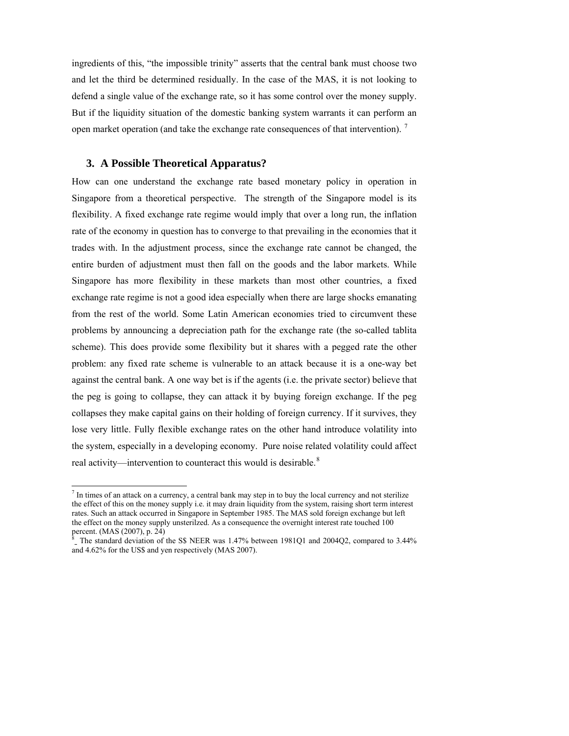ingredients of this, "the impossible trinity" asserts that the central bank must choose two and let the third be determined residually. In the case of the MAS, it is not looking to defend a single value of the exchange rate, so it has some control over the money supply. But if the liquidity situation of the domestic banking system warrants it can perform an open market operation (and take the exchange rate consequences of that intervention). [7]

## 3. A Possible Theoretical Apparatus?

How can one understand the exchange rate based monetary policy in operation in Singapore from a theoretical perspective. The strength of the Singapore model is its flexibility. A fixed exchange rate regime would imply that over a long run, the inflation rate of the economy in question has to converge to that prevailing in the economies that it trades with. In the adjustment process, since the exchange rate cannot be changed, the entire burden of adjustment must then fall on the goods and the labor markets. While Singapore has more flexibility in these markets than most other countries, a fixed exchange rate regime is not a good idea especially when there are large shocks emanating from the rest of the world. Some Latin American economies tried to circumvent these problems by announcing a depreciation path for the exchange rate (the so-called tablita scheme). This does provide some flexibility but it shares with a pegged rate the other problem: any fixed rate scheme is vulnerable to an attack because it is a one-way bet against the central bank. A one way bet is if the agents (i.e. the private sector) believe that the peg is going to collapse, they can attack it by buying foreign exchange. If the peg collapses they make capital gains on their holding of foreign currency. If it survives, they lose very little. Fully flexible exchange rates on the other hand introduce volatility into the system, especially in a developing economy. Pure noise related volatility could affect real activity—intervention to counteract this would be desirable. [8]

---

[7] In times of an attack on a currency, a central bank may step in to buy the local currency and not sterilize the effect of this on the money supply i.e. it may drain liquidity from the system, raising short term interest rates. Such an attack occurred in Singapore in September 1985. The MAS sold foreign exchange but left the effect on the money supply unsterilzed. As a consequence the overnight interest rate touched 100 percent. (MAS (2007), p. 24)

[8] The standard deviation of the S$ NEER was 1.47% between 1981Q1 and 2004Q2, compared to 3.44% and 4.62% for the US$ and yen respectively (MAS 2007).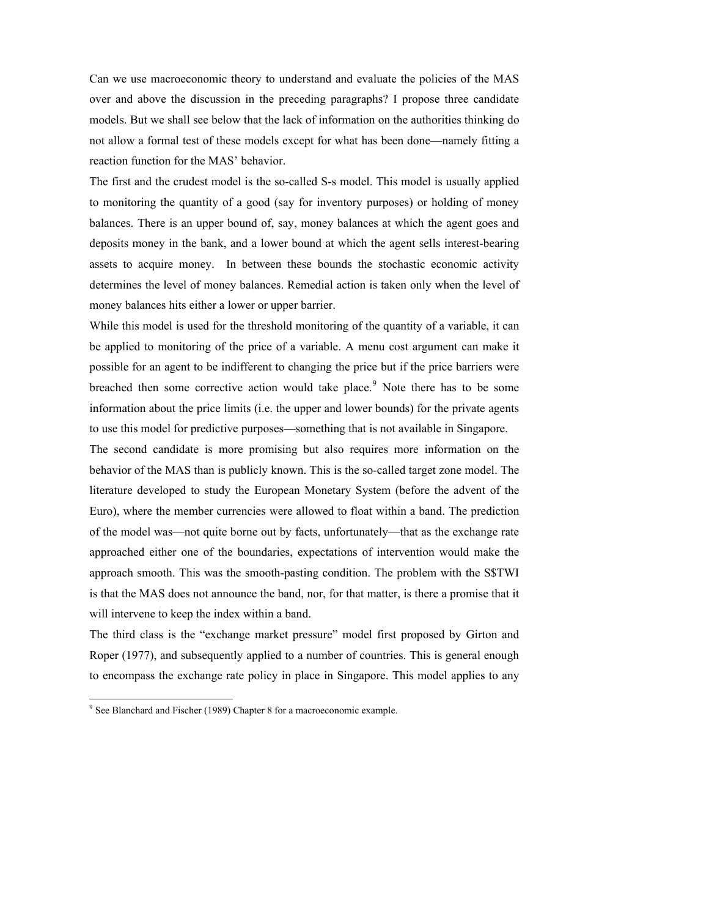Can we use macroeconomic theory to understand and evaluate the policies of the MAS over and above the discussion in the preceding paragraphs? I propose three candidate models. But we shall see below that the lack of information on the authorities thinking do not allow a formal test of these models except for what has been done—namely fitting a reaction function for the MAS' behavior.

The first and the crudest model is the so-called S-s model. This model is usually applied to monitoring the quantity of a good (say for inventory purposes) or holding of money balances. There is an upper bound of, say, money balances at which the agent goes and deposits money in the bank, and a lower bound at which the agent sells interest-bearing assets to acquire money. In between these bounds the stochastic economic activity determines the level of money balances. Remedial action is taken only when the level of money balances hits either a lower or upper barrier.

While this model is used for the threshold monitoring of the quantity of a variable, it can be applied to monitoring of the price of a variable. A menu cost argument can make it possible for an agent to be indifferent to changing the price but if the price barriers were breached then some corrective action would take place.[9] Note there has to be some information about the price limits (i.e. the upper and lower bounds) for the private agents to use this model for predictive purposes—something that is not available in Singapore.

The second candidate is more promising but also requires more information on the behavior of the MAS than is publicly known. This is the so-called target zone model. The literature developed to study the European Monetary System (before the advent of the Euro), where the member currencies were allowed to float within a band. The prediction of the model was—not quite borne out by facts, unfortunately—that as the exchange rate approached either one of the boundaries, expectations of intervention would make the approach smooth. This was the smooth-pasting condition. The problem with the S$TWI is that the MAS does not announce the band, nor, for that matter, is there a promise that it will intervene to keep the index within a band.

The third class is the "exchange market pressure" model first proposed by Girton and Roper (1977), and subsequently applied to a number of countries. This is general enough to encompass the exchange rate policy in place in Singapore. This model applies to any

---

[9] See Blanchard and Fischer (1989) Chapter 8 for a macroeconomic example.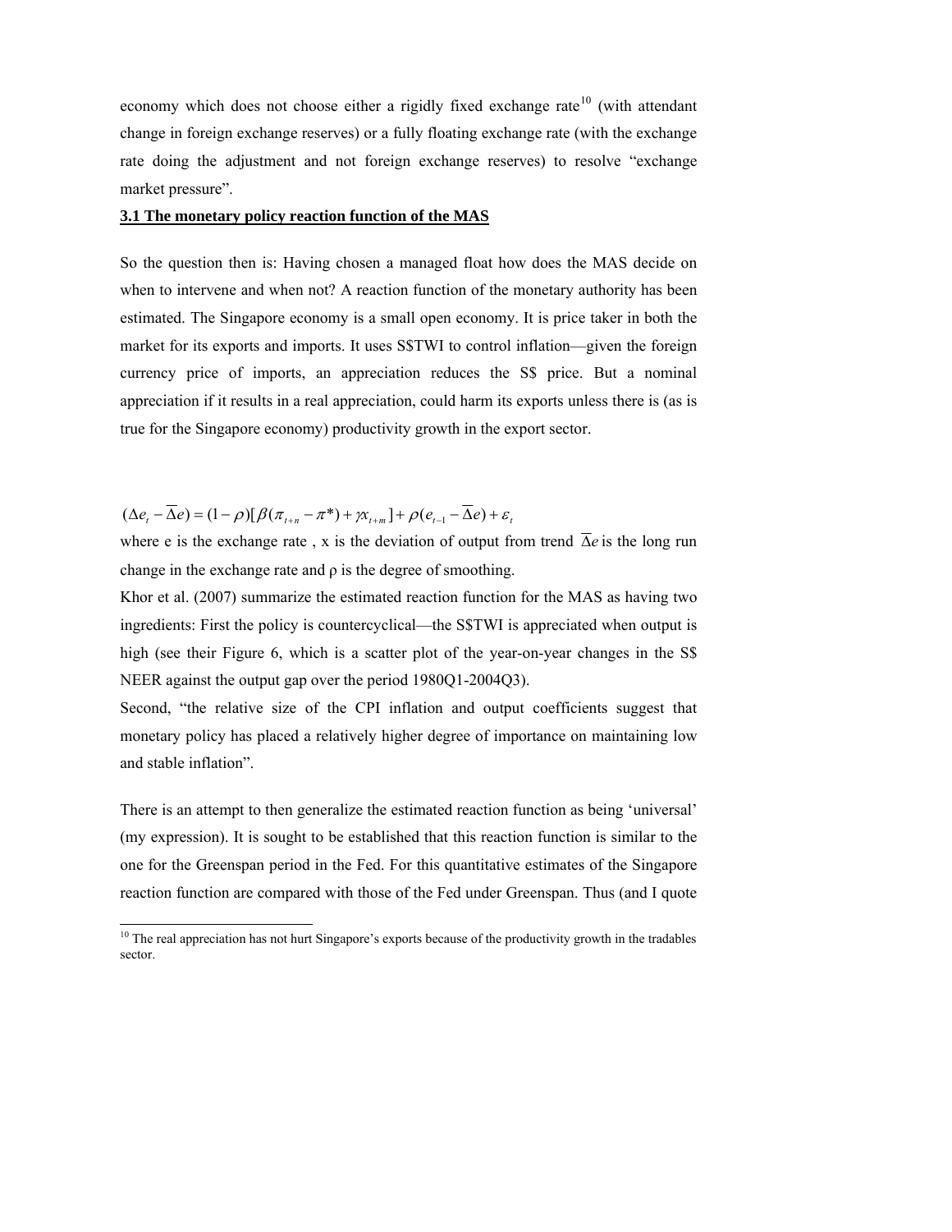economy which does not choose either a rigidly fixed exchange rate[10] (with attendant change in foreign exchange reserves) or a fully floating exchange rate (with the exchange rate doing the adjustment and not foreign exchange reserves) to resolve "exchange market pressure".

**3.1 The monetary policy reaction function of the MAS**

So the question then is: Having chosen a managed float how does the MAS decide on when to intervene and when not? A reaction function of the monetary authority has been estimated. The Singapore economy is a small open economy. It is price taker in both the market for its exports and imports. It uses S$TWI to control inflation—given the foreign currency price of imports, an appreciation reduces the S$ price. But a nominal appreciation if it results in a real appreciation, could harm its exports unless there is (as is true for the Singapore economy) productivity growth in the export sector.

$$(\Delta e_t - \overline{\Delta e}) = (1-\rho)[\beta(\pi_{t+n} - \pi^*) + \gamma x_{t+m}] + \rho(e_{t-1} - \overline{\Delta e}) + \varepsilon_t$$

where e is the exchange rate , x is the deviation of output from trend $\overline{\Delta e}$ is the long run change in the exchange rate and ρ is the degree of smoothing.

Khor et al. (2007) summarize the estimated reaction function for the MAS as having two ingredients: First the policy is countercyclical—the S$TWI is appreciated when output is high (see their Figure 6, which is a scatter plot of the year-on-year changes in the S$ NEER against the output gap over the period 1980Q1-2004Q3).

Second, "the relative size of the CPI inflation and output coefficients suggest that monetary policy has placed a relatively higher degree of importance on maintaining low and stable inflation".

There is an attempt to then generalize the estimated reaction function as being 'universal' (my expression). It is sought to be established that this reaction function is similar to the one for the Greenspan period in the Fed. For this quantitative estimates of the Singapore reaction function are compared with those of the Fed under Greenspan. Thus (and I quote

[10] The real appreciation has not hurt Singapore's exports because of the productivity growth in the tradables sector.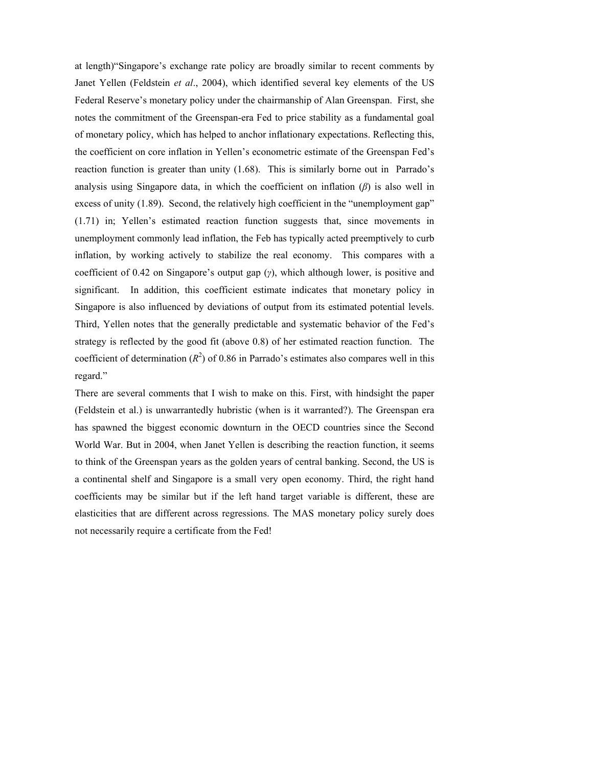at length)"Singapore's exchange rate policy are broadly similar to recent comments by Janet Yellen (Feldstein *et al*., 2004), which identified several key elements of the US Federal Reserve's monetary policy under the chairmanship of Alan Greenspan. First, she notes the commitment of the Greenspan-era Fed to price stability as a fundamental goal of monetary policy, which has helped to anchor inflationary expectations. Reflecting this, the coefficient on core inflation in Yellen's econometric estimate of the Greenspan Fed's reaction function is greater than unity (1.68). This is similarly borne out in Parrado's analysis using Singapore data, in which the coefficient on inflation ($\beta$) is also well in excess of unity (1.89). Second, the relatively high coefficient in the "unemployment gap" (1.71) in; Yellen's estimated reaction function suggests that, since movements in unemployment commonly lead inflation, the Feb has typically acted preemptively to curb inflation, by working actively to stabilize the real economy. This compares with a coefficient of 0.42 on Singapore's output gap ($\gamma$), which although lower, is positive and significant. In addition, this coefficient estimate indicates that monetary policy in Singapore is also influenced by deviations of output from its estimated potential levels. Third, Yellen notes that the generally predictable and systematic behavior of the Fed's strategy is reflected by the good fit (above 0.8) of her estimated reaction function. The coefficient of determination ($R^2$) of 0.86 in Parrado's estimates also compares well in this regard."

There are several comments that I wish to make on this. First, with hindsight the paper (Feldstein et al.) is unwarrantedly hubristic (when is it warranted?). The Greenspan era has spawned the biggest economic downturn in the OECD countries since the Second World War. But in 2004, when Janet Yellen is describing the reaction function, it seems to think of the Greenspan years as the golden years of central banking. Second, the US is a continental shelf and Singapore is a small very open economy. Third, the right hand coefficients may be similar but if the left hand target variable is different, these are elasticities that are different across regressions. The MAS monetary policy surely does not necessarily require a certificate from the Fed!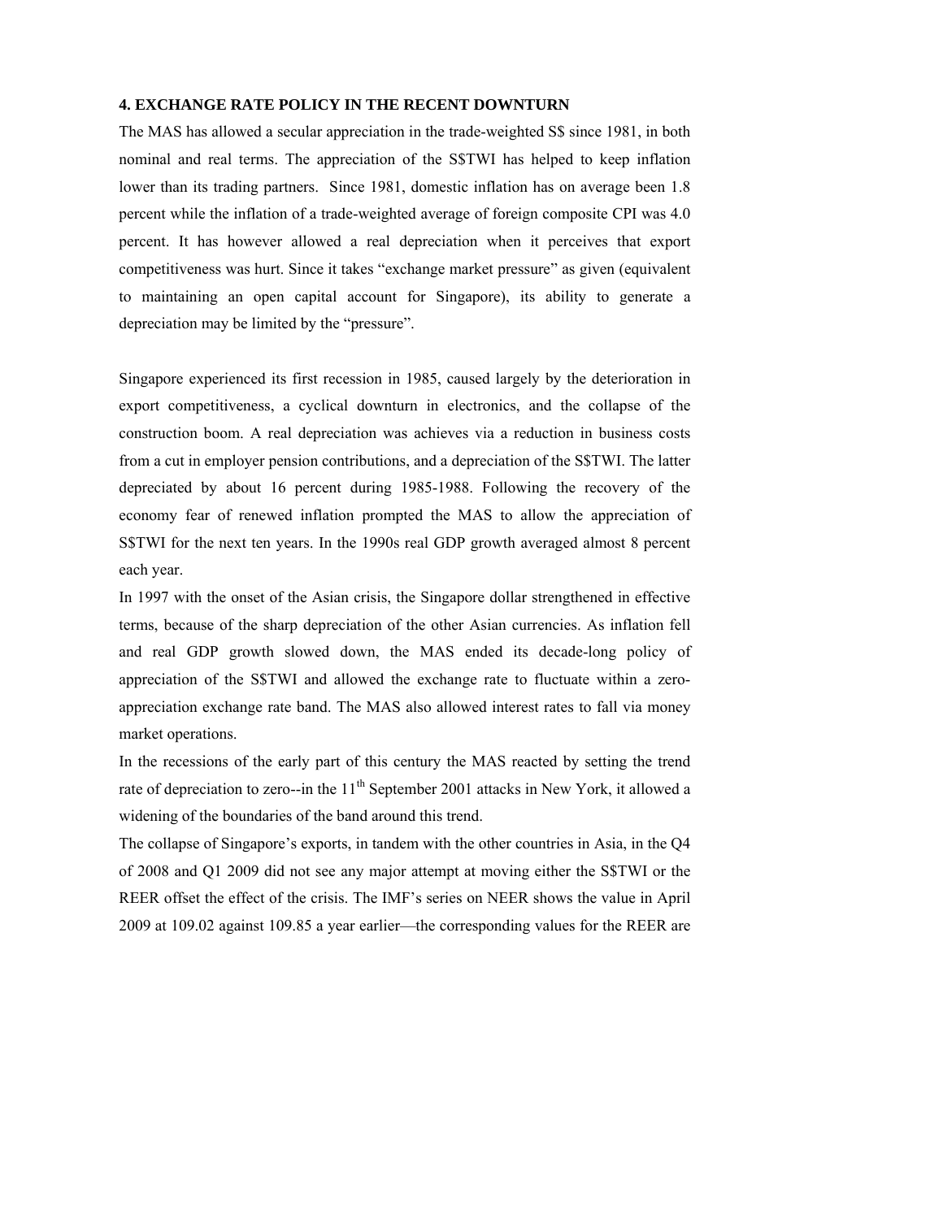**4. EXCHANGE RATE POLICY IN THE RECENT DOWNTURN**

The MAS has allowed a secular appreciation in the trade-weighted S$ since 1981, in both nominal and real terms. The appreciation of the S$TWI has helped to keep inflation lower than its trading partners. Since 1981, domestic inflation has on average been 1.8 percent while the inflation of a trade-weighted average of foreign composite CPI was 4.0 percent. It has however allowed a real depreciation when it perceives that export competitiveness was hurt. Since it takes "exchange market pressure" as given (equivalent to maintaining an open capital account for Singapore), its ability to generate a depreciation may be limited by the "pressure".

Singapore experienced its first recession in 1985, caused largely by the deterioration in export competitiveness, a cyclical downturn in electronics, and the collapse of the construction boom. A real depreciation was achieves via a reduction in business costs from a cut in employer pension contributions, and a depreciation of the S$TWI. The latter depreciated by about 16 percent during 1985-1988. Following the recovery of the economy fear of renewed inflation prompted the MAS to allow the appreciation of S$TWI for the next ten years. In the 1990s real GDP growth averaged almost 8 percent each year.

In 1997 with the onset of the Asian crisis, the Singapore dollar strengthened in effective terms, because of the sharp depreciation of the other Asian currencies. As inflation fell and real GDP growth slowed down, the MAS ended its decade-long policy of appreciation of the S$TWI and allowed the exchange rate to fluctuate within a zero-appreciation exchange rate band. The MAS also allowed interest rates to fall via money market operations.

In the recessions of the early part of this century the MAS reacted by setting the trend rate of depreciation to zero--in the 11th September 2001 attacks in New York, it allowed a widening of the boundaries of the band around this trend.

The collapse of Singapore's exports, in tandem with the other countries in Asia, in the Q4 of 2008 and Q1 2009 did not see any major attempt at moving either the S$TWI or the REER offset the effect of the crisis. The IMF's series on NEER shows the value in April 2009 at 109.02 against 109.85 a year earlier—the corresponding values for the REER are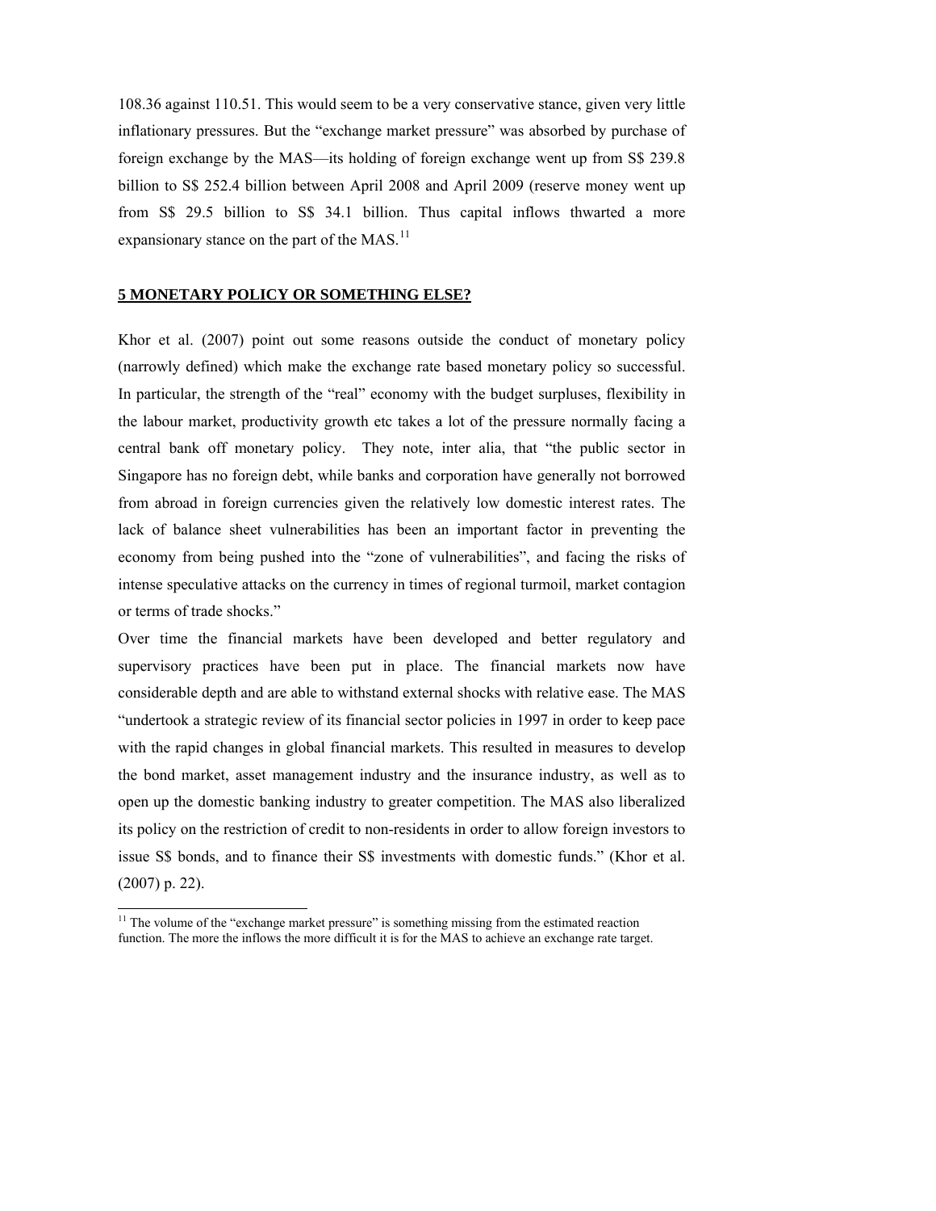108.36 against 110.51. This would seem to be a very conservative stance, given very little inflationary pressures. But the "exchange market pressure" was absorbed by purchase of foreign exchange by the MAS—its holding of foreign exchange went up from S$ 239.8 billion to S$ 252.4 billion between April 2008 and April 2009 (reserve money went up from S$ 29.5 billion to S$ 34.1 billion. Thus capital inflows thwarted a more expansionary stance on the part of the MAS.[11]

## 5 MONETARY POLICY OR SOMETHING ELSE?

Khor et al. (2007) point out some reasons outside the conduct of monetary policy (narrowly defined) which make the exchange rate based monetary policy so successful. In particular, the strength of the "real" economy with the budget surpluses, flexibility in the labour market, productivity growth etc takes a lot of the pressure normally facing a central bank off monetary policy. They note, inter alia, that "the public sector in Singapore has no foreign debt, while banks and corporation have generally not borrowed from abroad in foreign currencies given the relatively low domestic interest rates. The lack of balance sheet vulnerabilities has been an important factor in preventing the economy from being pushed into the "zone of vulnerabilities", and facing the risks of intense speculative attacks on the currency in times of regional turmoil, market contagion or terms of trade shocks."

Over time the financial markets have been developed and better regulatory and supervisory practices have been put in place. The financial markets now have considerable depth and are able to withstand external shocks with relative ease. The MAS "undertook a strategic review of its financial sector policies in 1997 in order to keep pace with the rapid changes in global financial markets. This resulted in measures to develop the bond market, asset management industry and the insurance industry, as well as to open up the domestic banking industry to greater competition. The MAS also liberalized its policy on the restriction of credit to non-residents in order to allow foreign investors to issue S$ bonds, and to finance their S$ investments with domestic funds." (Khor et al. (2007) p. 22).

[11] The volume of the "exchange market pressure" is something missing from the estimated reaction function. The more the inflows the more difficult it is for the MAS to achieve an exchange rate target.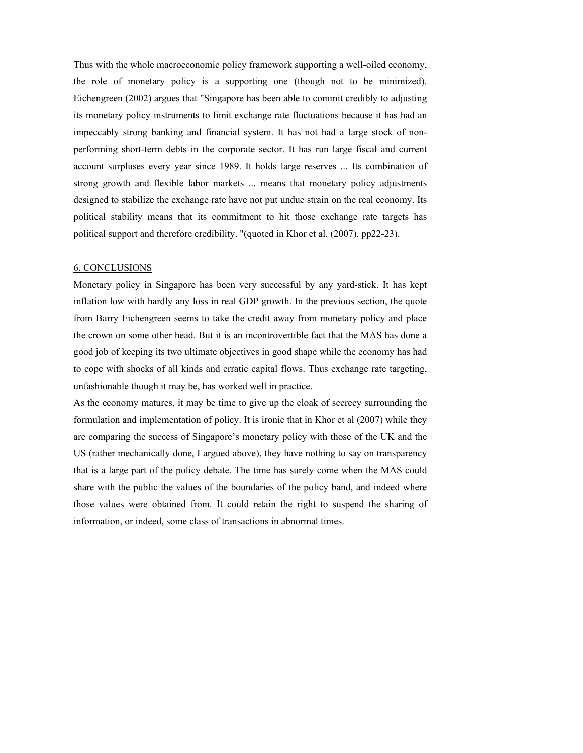Thus with the whole macroeconomic policy framework supporting a well-oiled economy, the role of monetary policy is a supporting one (though not to be minimized). Eichengreen (2002) argues that "Singapore has been able to commit credibly to adjusting its monetary policy instruments to limit exchange rate fluctuations because it has had an impeccably strong banking and financial system. It has not had a large stock of non-performing short-term debts in the corporate sector. It has run large fiscal and current account surpluses every year since 1989. It holds large reserves ... Its combination of strong growth and flexible labor markets ... means that monetary policy adjustments designed to stabilize the exchange rate have not put undue strain on the real economy. Its political stability means that its commitment to hit those exchange rate targets has political support and therefore credibility. "(quoted in Khor et al. (2007), pp22-23).

## 6. CONCLUSIONS

Monetary policy in Singapore has been very successful by any yard-stick. It has kept inflation low with hardly any loss in real GDP growth. In the previous section, the quote from Barry Eichengreen seems to take the credit away from monetary policy and place the crown on some other head. But it is an incontrovertible fact that the MAS has done a good job of keeping its two ultimate objectives in good shape while the economy has had to cope with shocks of all kinds and erratic capital flows. Thus exchange rate targeting, unfashionable though it may be, has worked well in practice.

As the economy matures, it may be time to give up the cloak of secrecy surrounding the formulation and implementation of policy. It is ironic that in Khor et al (2007) while they are comparing the success of Singapore's monetary policy with those of the UK and the US (rather mechanically done, I argued above), they have nothing to say on transparency that is a large part of the policy debate. The time has surely come when the MAS could share with the public the values of the boundaries of the policy band, and indeed where those values were obtained from. It could retain the right to suspend the sharing of information, or indeed, some class of transactions in abnormal times.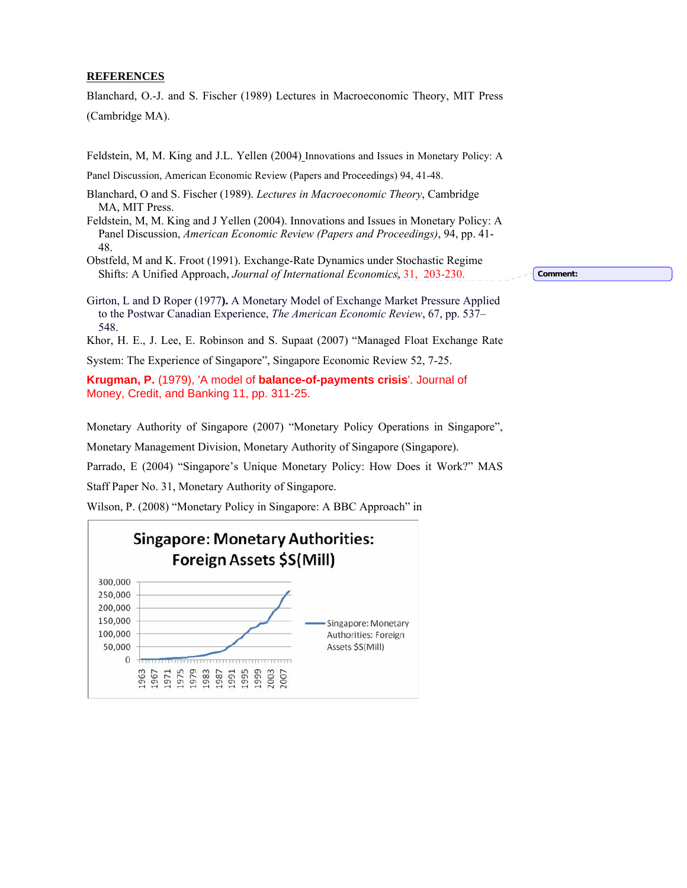## REFERENCES

Blanchard, O.-J. and S. Fischer (1989) Lectures in Macroeconomic Theory, MIT Press (Cambridge MA).

Feldstein, M, M. King and J.L. Yellen (2004) Innovations and Issues in Monetary Policy: A Panel Discussion, American Economic Review (Papers and Proceedings) 94, 41-48.

Blanchard, O and S. Fischer (1989). *Lectures in Macroeconomic Theory*, Cambridge MA, MIT Press.

Feldstein, M, M. King and J Yellen (2004). Innovations and Issues in Monetary Policy: A Panel Discussion, *American Economic Review (Papers and Proceedings)*, 94, pp. 41-48.

Obstfeld, M and K. Froot (1991). Exchange-Rate Dynamics under Stochastic Regime Shifts: A Unified Approach, *Journal of International Economics*, 31, 203-230.

Comment:

Girton, L and D Roper (1977**).** A Monetary Model of Exchange Market Pressure Applied to the Postwar Canadian Experience, *The American Economic Review*, 67, pp. 537–548.

Khor, H. E., J. Lee, E. Robinson and S. Supaat (2007) "Managed Float Exchange Rate System: The Experience of Singapore", Singapore Economic Review 52, 7-25.

**Krugman, P.** (1979), 'A model of **balance-of-payments crisis**'. Journal of Money, Credit, and Banking 11, pp. 311-25.

Monetary Authority of Singapore (2007) "Monetary Policy Operations in Singapore", Monetary Management Division, Monetary Authority of Singapore (Singapore).

Parrado, E (2004) "Singapore's Unique Monetary Policy: How Does it Work?" MAS Staff Paper No. 31, Monetary Authority of Singapore.

Wilson, P. (2008) "Monetary Policy in Singapore: A BBC Approach" in

**Singapore: Monetary Authorities: Foreign Assets $S(Mill)**

(Chart: y-axis 0 to 300,000; x-axis 1963 to 2007; legend: Singapore: Monetary Authorities: Foreign Assets $S(Mill))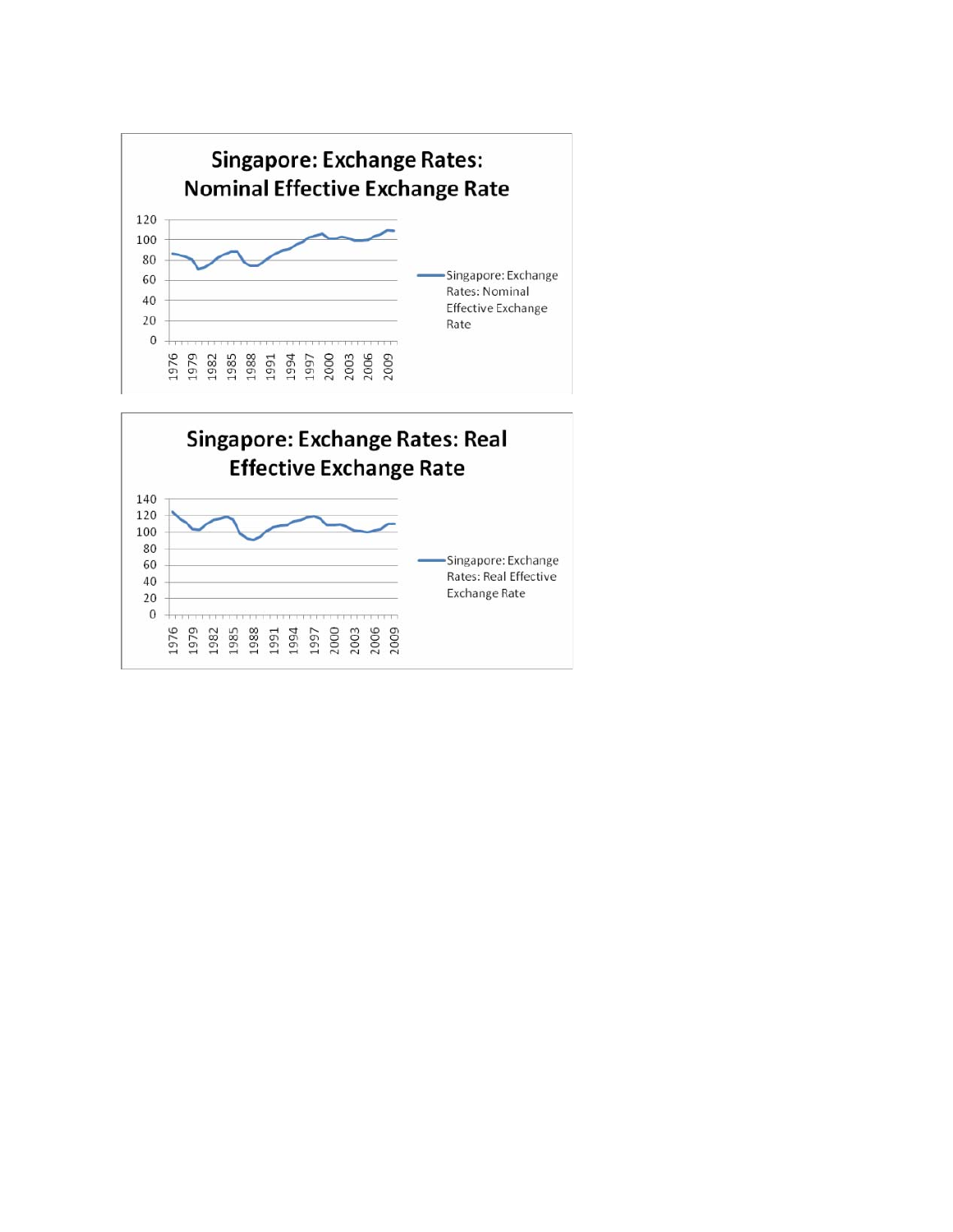**Singapore: Exchange Rates: Nominal Effective Exchange Rate**

120
100
80
60
40
20
0

1976 1979 1982 1985 1988 1991 1994 1997 2000 2003 2006 2009

Singapore: Exchange Rates: Nominal Effective Exchange Rate

**Singapore: Exchange Rates: Real Effective Exchange Rate**

140
120
100
80
60
40
20
0

1976 1979 1982 1985 1988 1991 1994 1997 2000 2003 2006 2009

Singapore: Exchange Rates: Real Effective Exchange Rate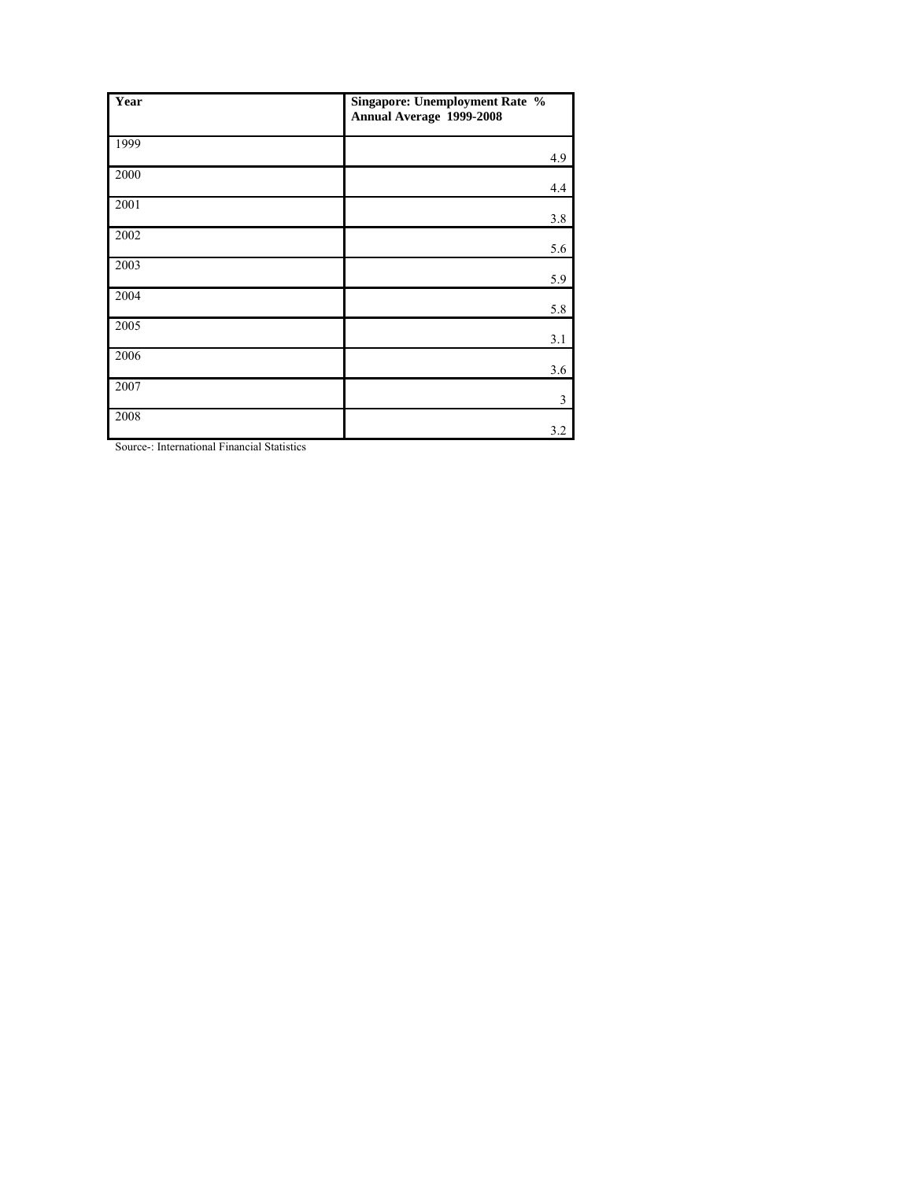| Year | Singapore: Unemployment Rate % Annual Average 1999-2008 |
|---|---|
| 1999 | 4.9 |
| 2000 | 4.4 |
| 2001 | 3.8 |
| 2002 | 5.6 |
| 2003 | 5.9 |
| 2004 | 5.8 |
| 2005 | 3.1 |
| 2006 | 3.6 |
| 2007 | 3 |
| 2008 | 3.2 |

Source-: International Financial Statistics